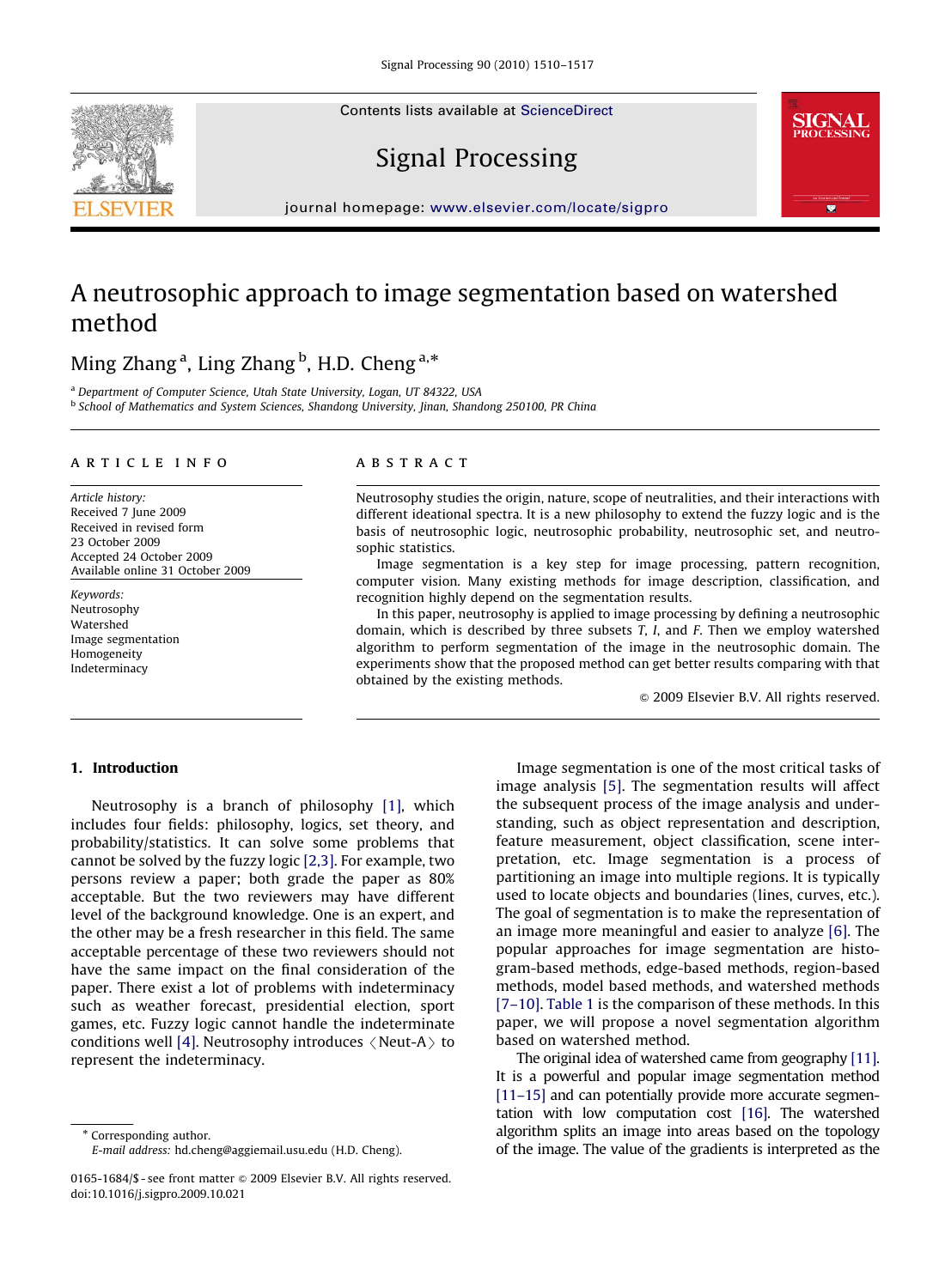# A neutrosophic approach to image segmentation based on watershed method

Ming Zhang [a], Ling Zhang [b], H.D. Cheng [a,*]

[a] Department of Computer Science, Utah State University, Logan, UT 84322, USA
[b] School of Mathematics and System Sciences, Shandong University, Jinan, Shandong 250100, PR China

## ARTICLE INFO

*Article history:*
Received 7 June 2009
Received in revised form
23 October 2009
Accepted 24 October 2009
Available online 31 October 2009

*Keywords:*
Neutrosophy
Watershed
Image segmentation
Homogeneity
Indeterminacy

## ABSTRACT

Neutrosophy studies the origin, nature, scope of neutralities, and their interactions with different ideational spectra. It is a new philosophy to extend the fuzzy logic and is the basis of neutrosophic logic, neutrosophic probability, neutrosophic set, and neutrosophic statistics.

Image segmentation is a key step for image processing, pattern recognition, computer vision. Many existing methods for image description, classification, and recognition highly depend on the segmentation results.

In this paper, neutrosophy is applied to image processing by defining a neutrosophic domain, which is described by three subsets *T*, *I*, and *F*. Then we employ watershed algorithm to perform segmentation of the image in the neutrosophic domain. The experiments show that the proposed method can get better results comparing with that obtained by the existing methods.

© 2009 Elsevier B.V. All rights reserved.

## 1. Introduction

Neutrosophy is a branch of philosophy [1], which includes four fields: philosophy, logics, set theory, and probability/statistics. It can solve some problems that cannot be solved by the fuzzy logic [2,3]. For example, two persons review a paper; both grade the paper as 80% acceptable. But the two reviewers may have different level of the background knowledge. One is an expert, and the other may be a fresh researcher in this field. The same acceptable percentage of these two reviewers should not have the same impact on the final consideration of the paper. There exist a lot of problems with indeterminacy such as weather forecast, presidential election, sport games, etc. Fuzzy logic cannot handle the indeterminate conditions well [4]. Neutrosophy introduces ⟨Neut-A⟩ to represent the indeterminacy.

Image segmentation is one of the most critical tasks of image analysis [5]. The segmentation results will affect the subsequent process of the image analysis and understanding, such as object representation and description, feature measurement, object classification, scene interpretation, etc. Image segmentation is a process of partitioning an image into multiple regions. It is typically used to locate objects and boundaries (lines, curves, etc.). The goal of segmentation is to make the representation of an image more meaningful and easier to analyze [6]. The popular approaches for image segmentation are histogram-based methods, edge-based methods, region-based methods, model based methods, and watershed methods [7–10]. Table 1 is the comparison of these methods. In this paper, we will propose a novel segmentation algorithm based on watershed method.

The original idea of watershed came from geography [11]. It is a powerful and popular image segmentation method [11–15] and can potentially provide more accurate segmentation with low computation cost [16]. The watershed algorithm splits an image into areas based on the topology of the image. The value of the gradients is interpreted as the

* Corresponding author.
E-mail address: hd.cheng@aggiemail.usu.edu (H.D. Cheng).

0165-1684/$ - see front matter © 2009 Elsevier B.V. All rights reserved.
doi:10.1016/j.sigpro.2009.10.021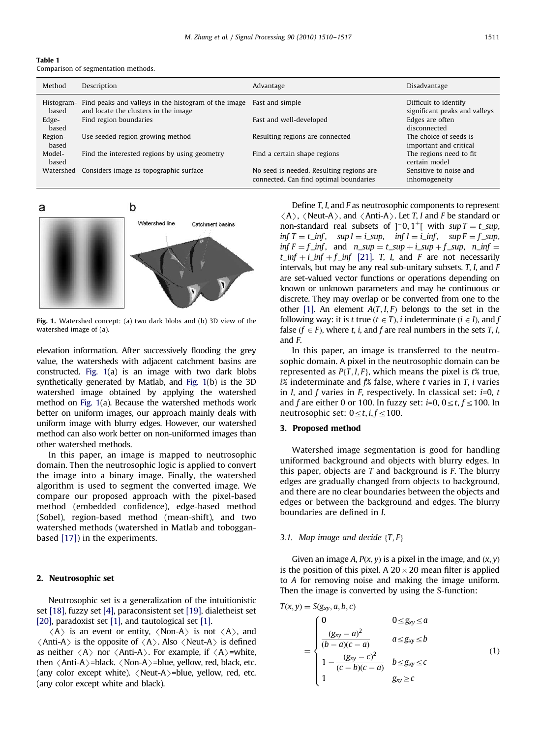**Table 1**
Comparison of segmentation methods.

| Method | Description | Advantage | Disadvantage |
|---|---|---|---|
| Histogram-based | Find peaks and valleys in the histogram of the image and locate the clusters in the image | Fast and simple | Difficult to identify significant peaks and valleys |
| Edge-based | Find region boundaries | Fast and well-developed | Edges are often disconnected |
| Region-based | Use seeded region growing method | Resulting regions are connected | The choice of seeds is important and critical |
| Model-based | Find the interested regions by using geometry | Find a certain shape regions | The regions need to fit certain model |
| Watershed | Considers image as topographic surface | No seed is needed. Resulting regions are connected. Can find optimal boundaries | Sensitive to noise and inhomogeneity |

**Fig. 1.** Watershed concept: (a) two dark blobs and (b) 3D view of the watershed image of (a).

elevation information. After successively flooding the grey value, the watersheds with adjacent catchment basins are constructed. Fig. 1(a) is an image with two dark blobs synthetically generated by Matlab, and Fig. 1(b) is the 3D watershed image obtained by applying the watershed method on Fig. 1(a). Because the watershed methods work better on uniform images, our approach mainly deals with uniform image with blurry edges. However, our watershed method can also work better on non-uniformed images than other watershed methods.

In this paper, an image is mapped to neutrosophic domain. Then the neutrosophic logic is applied to convert the image into a binary image. Finally, the watershed algorithm is used to segment the converted image. We compare our proposed approach with the pixel-based method (embedded confidence), edge-based method (Sobel), region-based method (mean-shift), and two watershed methods (watershed in Matlab and toboggan-based [17]) in the experiments.

## 2. Neutrosophic set

Neutrosophic set is a generalization of the intuitionistic set [18], fuzzy set [4], paraconsistent set [19], dialetheist set [20], paradoxist set [1], and tautological set [1].

$\langle A\rangle$ is an event or entity, $\langle \text{Non-A}\rangle$ is not $\langle A\rangle$, and $\langle \text{Anti-A}\rangle$ is the opposite of $\langle A\rangle$. Also $\langle \text{Neut-A}\rangle$ is defined as neither $\langle A\rangle$ nor $\langle \text{Anti-A}\rangle$. For example, if $\langle A\rangle$=white, then $\langle \text{Anti-A}\rangle$=black. $\langle \text{Non-A}\rangle$=blue, yellow, red, black, etc. (any color except white). $\langle \text{Neut-A}\rangle$=blue, yellow, red, etc. (any color except white and black).

Define *T*, *I*, and *F* as neutrosophic components to represent $\langle A\rangle$, $\langle \text{Neut-A}\rangle$, and $\langle \text{Anti-A}\rangle$. Let *T*, *I* and *F* be standard or non-standard real subsets of $]^{-}0,1^{+}[$ with $\sup T = t\_sup$, $\inf T = t\_inf$, $\sup I = i\_sup$, $\inf I = i\_inf$, $\sup F = f\_sup$, $\inf F = f\_inf$, and $n\_sup = t\_sup + i\_sup + f\_sup$, $n\_inf = t\_inf + i\_inf + f\_inf$ [21]. *T*, *I*, and *F* are not necessarily intervals, but may be any real sub-unitary subsets. *T*, *I*, and *F* are set-valued vector functions or operations depending on known or unknown parameters and may be continuous or discrete. They may overlap or be converted from one to the other [1]. An element $A(T,I,F)$ belongs to the set in the following way: it is *t* true ($t \in T$), *i* indeterminate ($i \in I$), and *f* false ($f \in F$), where *t*, *i*, and *f* are real numbers in the sets *T*, *I*, and *F*.

In this paper, an image is transferred to the neutrosophic domain. A pixel in the neutrosophic domain can be represented as $P\{T,I,F\}$, which means the pixel is *t*% true, *i*% indeterminate and *f*% false, where *t* varies in *T*, *i* varies in *I*, and *f* varies in *F*, respectively. In classical set: *i*=0, *t* and *f* are either 0 or 100. In fuzzy set: *i*=0, $0 \le t, f \le 100$. In neutrosophic set: $0 \le t, i, f \le 100$.

## 3. Proposed method

Watershed image segmentation is good for handling uniformed background and objects with blurry edges. In this paper, objects are *T* and background is *F*. The blurry edges are gradually changed from objects to background, and there are no clear boundaries between the objects and edges or between the background and edges. The blurry boundaries are defined in *I*.

### 3.1. Map image and decide $\{T,F\}$

Given an image *A*, $P(x,y)$ is a pixel in the image, and $(x,y)$ is the position of this pixel. A $20 \times 20$ mean filter is applied to *A* for removing noise and making the image uniform. Then the image is converted by using the S-function:

$$T(x,y) = S(g_{xy}, a, b, c) = \begin{cases} 0 & 0 \le g_{xy} \le a \\ \dfrac{(g_{xy}-a)^2}{(b-a)(c-a)} & a \le g_{xy} \le b \\ 1 - \dfrac{(g_{xy}-c)^2}{(c-b)(c-a)} & b \le g_{xy} \le c \\ 1 & g_{xy} \ge c \end{cases} \tag{1}$$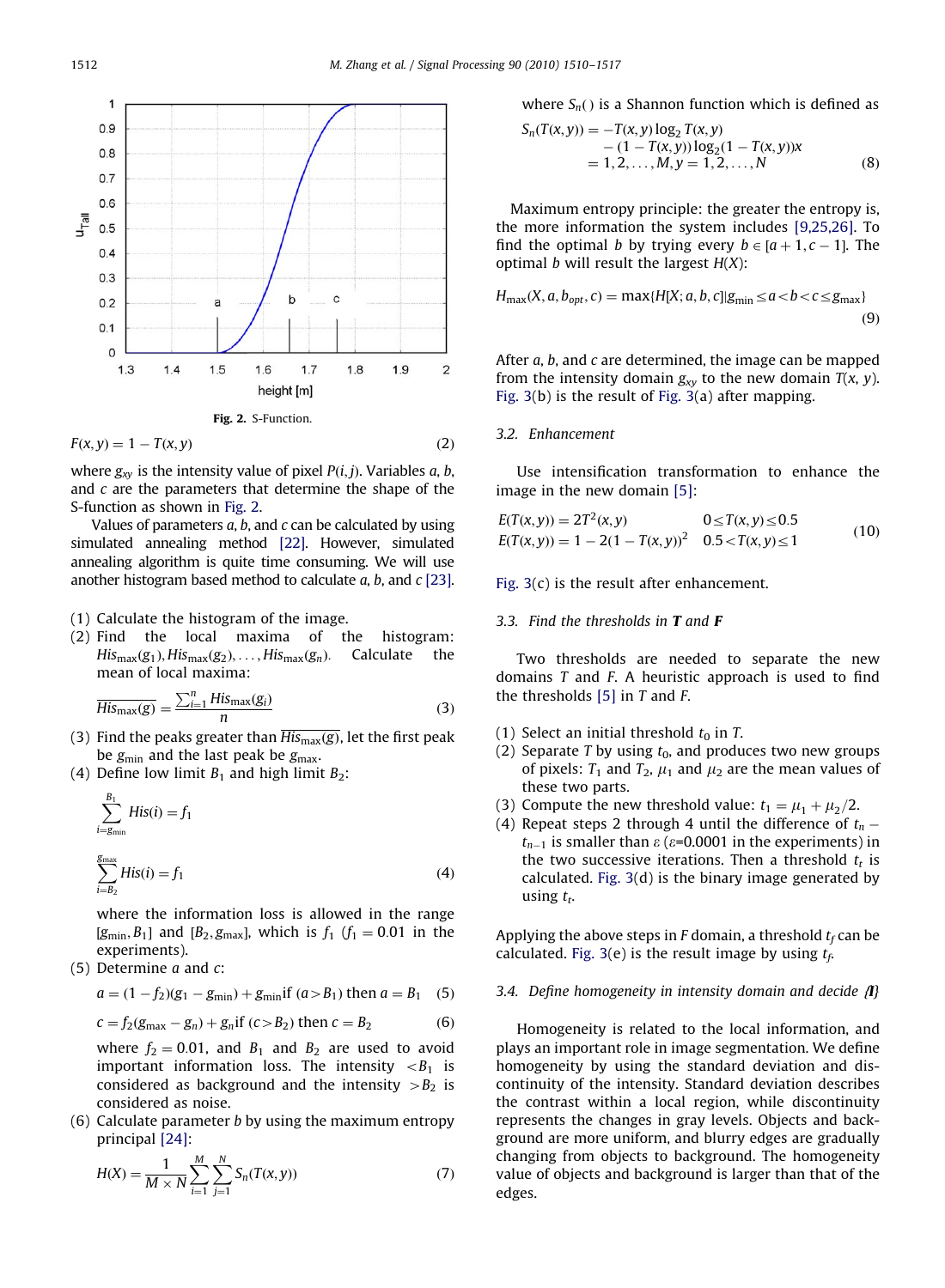Fig. 2. S-Function.

$$F(x,y) = 1 - T(x,y) \tag{2}$$

where $g_{xy}$ is the intensity value of pixel $P(i,j)$. Variables $a$, $b$, and $c$ are the parameters that determine the shape of the S-function as shown in Fig. 2.

Values of parameters $a$, $b$, and $c$ can be calculated by using simulated annealing method [22]. However, simulated annealing algorithm is quite time consuming. We will use another histogram based method to calculate $a$, $b$, and $c$ [23].

(1) Calculate the histogram of the image.

(2) Find the local maxima of the histogram: $His_{\max}(g_1), His_{\max}(g_2), \ldots, His_{\max}(g_n)$. Calculate the mean of local maxima:

$$\overline{His_{\max}(g)} = \frac{\sum_{i=1}^{n} His_{\max}(g_i)}{n} \tag{3}$$

(3) Find the peaks greater than $\overline{His_{\max}(g)}$, let the first peak be $g_{\min}$ and the last peak be $g_{\max}$.

(4) Define low limit $B_1$ and high limit $B_2$:

$$\sum_{i=g_{\min}}^{B_1} His(i) = f_1$$

$$\sum_{i=B_2}^{g_{\max}} His(i) = f_1 \tag{4}$$

where the information loss is allowed in the range $[g_{\min}, B_1]$ and $[B_2, g_{\max}]$, which is $f_1$ ($f_1 = 0.01$ in the experiments).

(5) Determine $a$ and $c$:

$$a = (1-f_2)(g_1 - g_{\min}) + g_{\min} \text{if } (a > B_1) \text{ then } a = B_1 \tag{5}$$

$$c = f_2(g_{\max} - g_n) + g_n \text{if } (c > B_2) \text{ then } c = B_2 \tag{6}$$

where $f_2 = 0.01$, and $B_1$ and $B_2$ are used to avoid important information loss. The intensity $< B_1$ is considered as background and the intensity $> B_2$ is considered as noise.

(6) Calculate parameter $b$ by using the maximum entropy principal [24]:

$$H(X) = \frac{1}{M \times N} \sum_{i=1}^{M} \sum_{j=1}^{N} S_n(T(x,y)) \tag{7}$$

where $S_n(\,)$ is a Shannon function which is defined as

$$S_n(T(x,y)) = -T(x,y)\log_2 T(x,y) - (1-T(x,y))\log_2(1-T(x,y))x = 1,2,\ldots,M, y = 1,2,\ldots,N \tag{8}$$

Maximum entropy principle: the greater the entropy is, the more information the system includes [9,25,26]. To find the optimal $b$ by trying every $b \in [a+1, c-1]$. The optimal $b$ will result the largest $H(X)$:

$$H_{\max}(X, a, b_{opt}, c) = \max\{H[X; a, b, c] | g_{\min} \le a < b < c \le g_{\max}\} \tag{9}$$

After $a$, $b$, and $c$ are determined, the image can be mapped from the intensity domain $g_{xy}$ to the new domain $T(x, y)$. Fig. 3(b) is the result of Fig. 3(a) after mapping.

### 3.2. Enhancement

Use intensification transformation to enhance the image in the new domain [5]:

$$\begin{aligned} E(T(x,y)) &= 2T^2(x,y) & 0 \le T(x,y) \le 0.5 \\ E(T(x,y)) &= 1 - 2(1-T(x,y))^2 & 0.5 < T(x,y) \le 1 \end{aligned} \tag{10}$$

Fig. 3(c) is the result after enhancement.

### 3.3. Find the thresholds in *T* and *F*

Two thresholds are needed to separate the new domains $T$ and $F$. A heuristic approach is used to find the thresholds [5] in $T$ and $F$.

(1) Select an initial threshold $t_0$ in $T$.

(2) Separate $T$ by using $t_0$, and produces two new groups of pixels: $T_1$ and $T_2$, $\mu_1$ and $\mu_2$ are the mean values of these two parts.

(3) Compute the new threshold value: $t_1 = \mu_1 + \mu_2/2$.

(4) Repeat steps 2 through 4 until the difference of $t_n - t_{n-1}$ is smaller than $\varepsilon$ ($\varepsilon$=0.0001 in the experiments) in the two successive iterations. Then a threshold $t_t$ is calculated. Fig. 3(d) is the binary image generated by using $t_t$.

Applying the above steps in $F$ domain, a threshold $t_f$ can be calculated. Fig. 3(e) is the result image by using $t_f$.

### 3.4. Define homogeneity in intensity domain and decide {*I*}

Homogeneity is related to the local information, and plays an important role in image segmentation. We define homogeneity by using the standard deviation and discontinuity of the intensity. Standard deviation describes the contrast within a local region, while discontinuity represents the changes in gray levels. Objects and background are more uniform, and blurry edges are gradually changing from objects to background. The homogeneity value of objects and background is larger than that of the edges.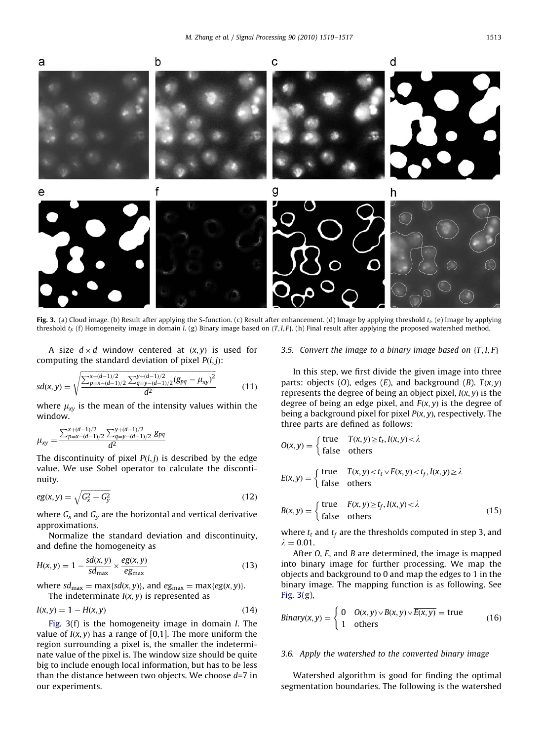Fig. 3. (a) Cloud image. (b) Result after applying the S-function. (c) Result after enhancement. (d) Image by applying threshold $t_t$. (e) Image by applying threshold $t_f$. (f) Homogeneity image in domain $I$. (g) Binary image based on $\{T, I, F\}$. (h) Final result after applying the proposed watershed method.

A size $d \times d$ window centered at $(x, y)$ is used for computing the standard deviation of pixel $P(i, j)$:

$$sd(x,y) = \sqrt{\frac{\sum_{p=x-(d-1)/2}^{x+(d-1)/2} \sum_{q=y-(d-1)/2}^{y+(d-1)/2} (g_{pq} - \mu_{xy})^2}{d^2}} \tag{11}$$

where $\mu_{xy}$ is the mean of the intensity values within the window.

$$\mu_{xy} = \frac{\sum_{p=x-(d-1)/2}^{x+(d-1)/2} \sum_{q=y-(d-1)/2}^{y+(d-1)/2} g_{pq}}{d^2}$$

The discontinuity of pixel $P(i, j)$ is described by the edge value. We use Sobel operator to calculate the discontinuity.

$$eg(x,y) = \sqrt{G_x^2 + G_y^2} \tag{12}$$

where $G_x$ and $G_y$ are the horizontal and vertical derivative approximations.

Normalize the standard deviation and discontinuity, and define the homogeneity as

$$H(x,y) = 1 - \frac{sd(x,y)}{sd_{\max}} \times \frac{eg(x,y)}{eg_{\max}} \tag{13}$$

where $sd_{\max} = \max\{sd(x,y)\}$, and $eg_{\max} = \max\{eg(x,y)\}$.

The indeterminate $I(x, y)$ is represented as

$$I(x,y) = 1 - H(x,y) \tag{14}$$

Fig. 3(f) is the homogeneity image in domain $I$. The value of $I(x, y)$ has a range of [0,1]. The more uniform the region surrounding a pixel is, the smaller the indeterminate value of the pixel is. The window size should be quite big to include enough local information, but has to be less than the distance between two objects. We choose $d$=7 in our experiments.

### 3.5. Convert the image to a binary image based on $\{T, I, F\}$

In this step, we first divide the given image into three parts: objects ($O$), edges ($E$), and background ($B$). $T(x, y)$ represents the degree of being an object pixel, $I(x, y)$ is the degree of being an edge pixel, and $F(x, y)$ is the degree of being a background pixel for pixel $P(x, y)$, respectively. The three parts are defined as follows:

$$O(x,y) = \begin{cases} \text{true} & T(x,y) \geq t_t, I(x,y) < \lambda \\ \text{false} & \text{others} \end{cases}$$

$$E(x,y) = \begin{cases} \text{true} & T(x,y) < t_t \vee F(x,y) < t_f, I(x,y) \geq \lambda \\ \text{false} & \text{others} \end{cases}$$

$$B(x,y) = \begin{cases} \text{true} & F(x,y) \geq t_f, I(x,y) < \lambda \\ \text{false} & \text{others} \end{cases} \tag{15}$$

where $t_t$ and $t_f$ are the thresholds computed in step 3, and $\lambda = 0.01$.

After $O$, $E$, and $B$ are determined, the image is mapped into binary image for further processing. We map the objects and background to 0 and map the edges to 1 in the binary image. The mapping function is as following. See Fig. 3(g),

$$Binary(x,y) = \begin{cases} 0 & O(x,y) \vee B(x,y) \vee \overline{E(x,y)} = \text{true} \\ 1 & \text{others} \end{cases} \tag{16}$$

### 3.6. Apply the watershed to the converted binary image

Watershed algorithm is good for finding the optimal segmentation boundaries. The following is the watershed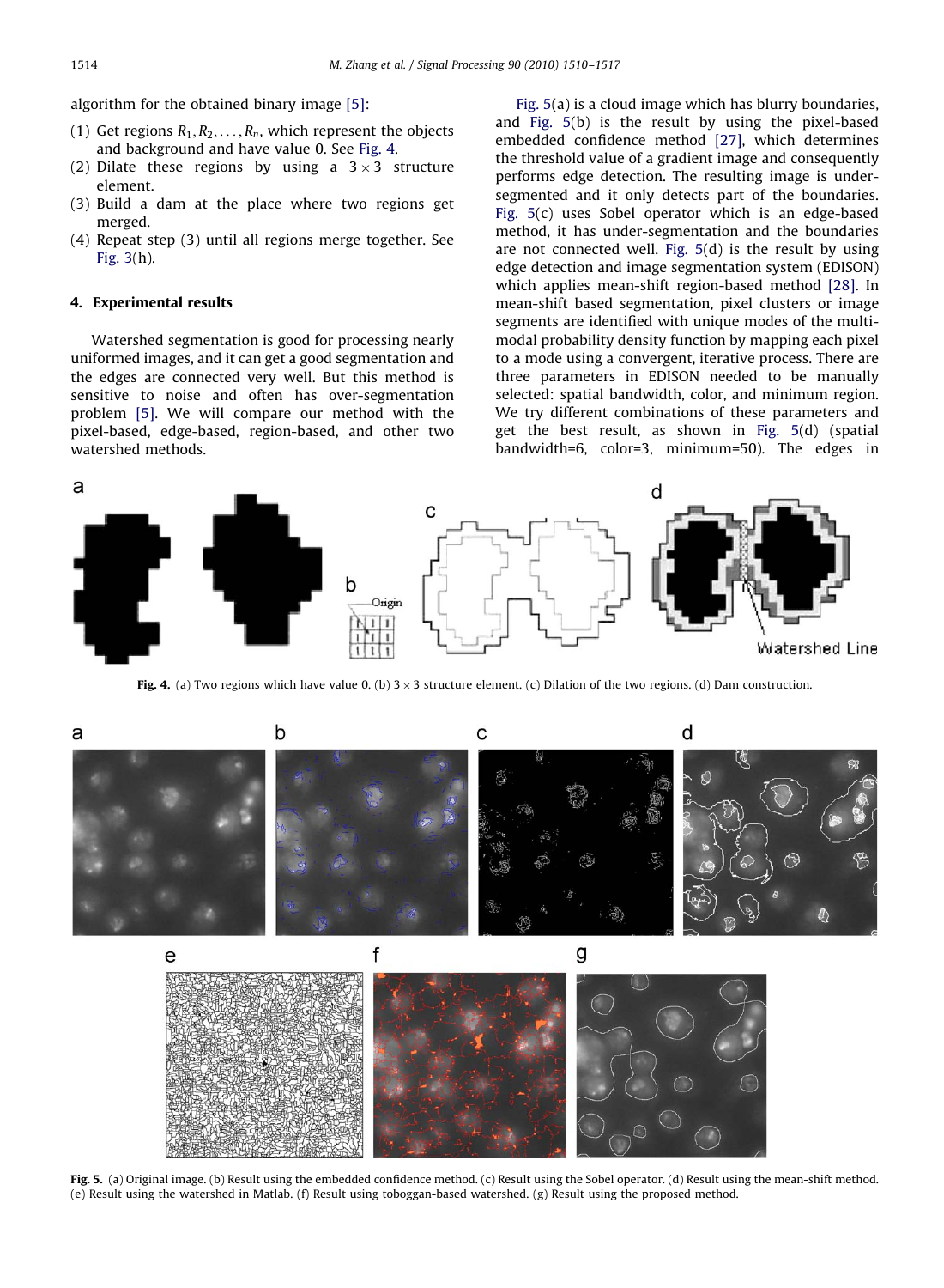algorithm for the obtained binary image [5]:

(1) Get regions $R_1, R_2, \ldots, R_n$, which represent the objects and background and have value 0. See Fig. 4.
(2) Dilate these regions by using a $3\times3$ structure element.
(3) Build a dam at the place where two regions get merged.
(4) Repeat step (3) until all regions merge together. See Fig. 3(h).

## 4. Experimental results

Watershed segmentation is good for processing nearly uniformed images, and it can get a good segmentation and the edges are connected very well. But this method is sensitive to noise and often has over-segmentation problem [5]. We will compare our method with the pixel-based, edge-based, region-based, and other two watershed methods.

Fig. 5(a) is a cloud image which has blurry boundaries, and Fig. 5(b) is the result by using the pixel-based embedded confidence method [27], which determines the threshold value of a gradient image and consequently performs edge detection. The resulting image is under-segmented and it only detects part of the boundaries. Fig. 5(c) uses Sobel operator which is an edge-based method, it has under-segmentation and the boundaries are not connected well. Fig. 5(d) is the result by using edge detection and image segmentation system (EDISON) which applies mean-shift region-based method [28]. In mean-shift based segmentation, pixel clusters or image segments are identified with unique modes of the multi-modal probability density function by mapping each pixel to a mode using a convergent, iterative process. There are three parameters in EDISON needed to be manually selected: spatial bandwidth, color, and minimum region. We try different combinations of these parameters and get the best result, as shown in Fig. 5(d) (spatial bandwidth=6, color=3, minimum=50). The edges in

**Fig. 4.** (a) Two regions which have value 0. (b) $3\times3$ structure element. (c) Dilation of the two regions. (d) Dam construction.

**Fig. 5.** (a) Original image. (b) Result using the embedded confidence method. (c) Result using the Sobel operator. (d) Result using the mean-shift method. (e) Result using the watershed in Matlab. (f) Result using toboggan-based watershed. (g) Result using the proposed method.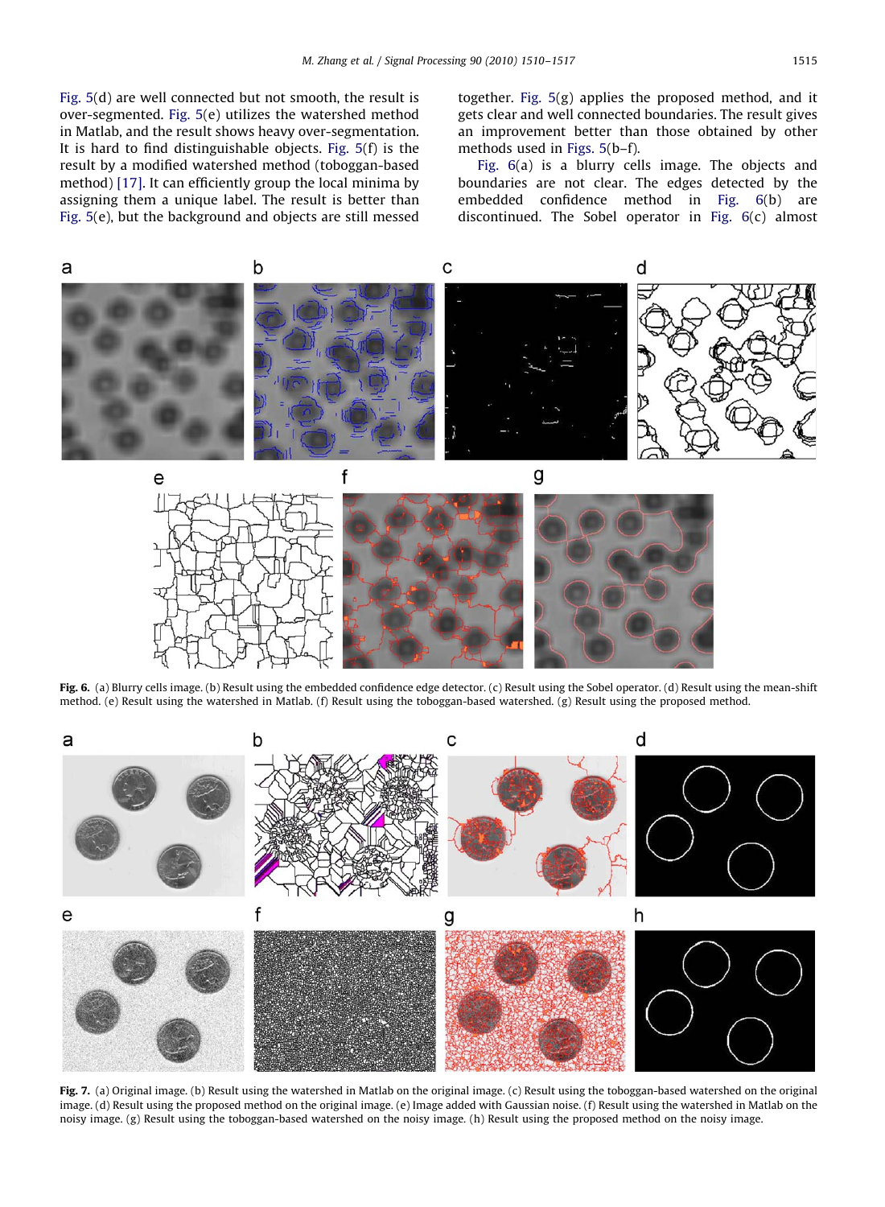Fig. 5(d) are well connected but not smooth, the result is over-segmented. Fig. 5(e) utilizes the watershed method in Matlab, and the result shows heavy over-segmentation. It is hard to find distinguishable objects. Fig. 5(f) is the result by a modified watershed method (toboggan-based method) [17]. It can efficiently group the local minima by assigning them a unique label. The result is better than Fig. 5(e), but the background and objects are still messed together. Fig. 5(g) applies the proposed method, and it gets clear and well connected boundaries. The result gives an improvement better than those obtained by other methods used in Figs. 5(b–f).

Fig. 6(a) is a blurry cells image. The objects and boundaries are not clear. The edges detected by the embedded confidence method in Fig. 6(b) are discontinued. The Sobel operator in Fig. 6(c) almost

**Fig. 6.** (a) Blurry cells image. (b) Result using the embedded confidence edge detector. (c) Result using the Sobel operator. (d) Result using the mean-shift method. (e) Result using the watershed in Matlab. (f) Result using the toboggan-based watershed. (g) Result using the proposed method.

**Fig. 7.** (a) Original image. (b) Result using the watershed in Matlab on the original image. (c) Result using the toboggan-based watershed on the original image. (d) Result using the proposed method on the original image. (e) Image added with Gaussian noise. (f) Result using the watershed in Matlab on the noisy image. (g) Result using the toboggan-based watershed on the noisy image. (h) Result using the proposed method on the noisy image.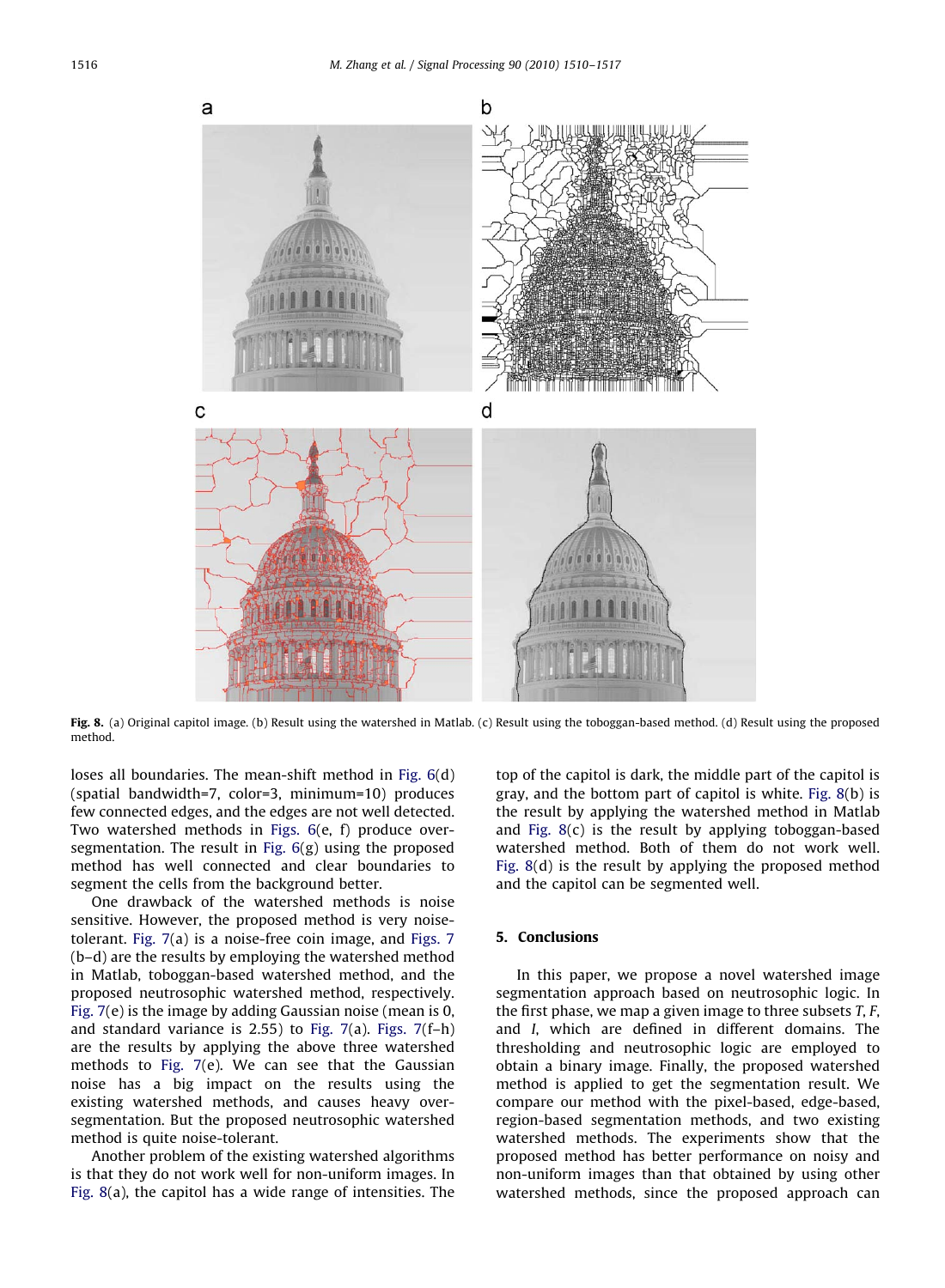Fig. 8. (a) Original capitol image. (b) Result using the watershed in Matlab. (c) Result using the toboggan-based method. (d) Result using the proposed method.

loses all boundaries. The mean-shift method in Fig. 6(d) (spatial bandwidth=7, color=3, minimum=10) produces few connected edges, and the edges are not well detected. Two watershed methods in Figs. 6(e, f) produce over-segmentation. The result in Fig. 6(g) using the proposed method has well connected and clear boundaries to segment the cells from the background better.

One drawback of the watershed methods is noise sensitive. However, the proposed method is very noise-tolerant. Fig. 7(a) is a noise-free coin image, and Figs. 7 (b–d) are the results by employing the watershed method in Matlab, toboggan-based watershed method, and the proposed neutrosophic watershed method, respectively. Fig. 7(e) is the image by adding Gaussian noise (mean is 0, and standard variance is 2.55) to Fig. 7(a). Figs. 7(f–h) are the results by applying the above three watershed methods to Fig. 7(e). We can see that the Gaussian noise has a big impact on the results using the existing watershed methods, and causes heavy over-segmentation. But the proposed neutrosophic watershed method is quite noise-tolerant.

Another problem of the existing watershed algorithms is that they do not work well for non-uniform images. In Fig. 8(a), the capitol has a wide range of intensities. The top of the capitol is dark, the middle part of the capitol is gray, and the bottom part of capitol is white. Fig. 8(b) is the result by applying the watershed method in Matlab and Fig. 8(c) is the result by applying toboggan-based watershed method. Both of them do not work well. Fig. 8(d) is the result by applying the proposed method and the capitol can be segmented well.

## 5. Conclusions

In this paper, we propose a novel watershed image segmentation approach based on neutrosophic logic. In the first phase, we map a given image to three subsets *T*, *F*, and *I*, which are defined in different domains. The thresholding and neutrosophic logic are employed to obtain a binary image. Finally, the proposed watershed method is applied to get the segmentation result. We compare our method with the pixel-based, edge-based, region-based segmentation methods, and two existing watershed methods. The experiments show that the proposed method has better performance on noisy and non-uniform images than that obtained by using other watershed methods, since the proposed approach can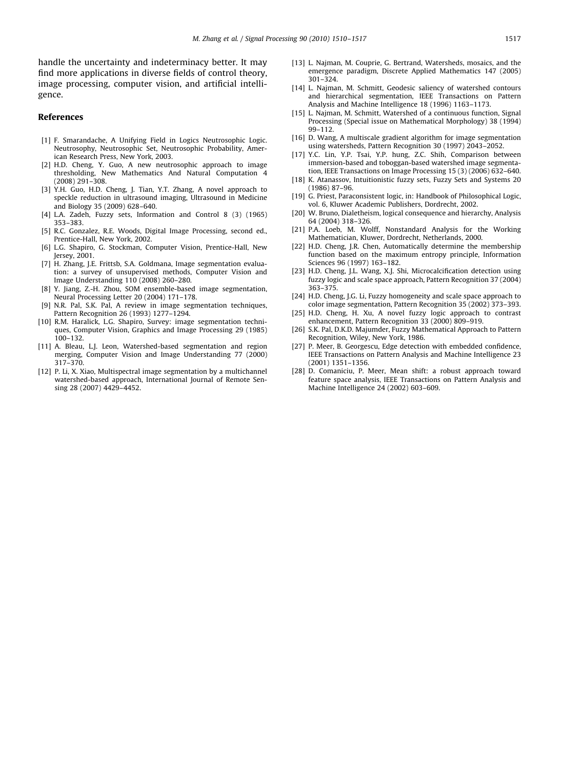handle the uncertainty and indeterminacy better. It may find more applications in diverse fields of control theory, image processing, computer vision, and artificial intelligence.

## References

[1] F. Smarandache, A Unifying Field in Logics Neutrosophic Logic. Neutrosophy, Neutrosophic Set, Neutrosophic Probability, American Research Press, New York, 2003.

[2] H.D. Cheng, Y. Guo, A new neutrosophic approach to image thresholding, New Mathematics And Natural Computation 4 (2008) 291–308.

[3] Y.H. Guo, H.D. Cheng, J. Tian, Y.T. Zhang, A novel approach to speckle reduction in ultrasound imaging, Ultrasound in Medicine and Biology 35 (2009) 628–640.

[4] L.A. Zadeh, Fuzzy sets, Information and Control 8 (3) (1965) 353–383.

[5] R.C. Gonzalez, R.E. Woods, Digital Image Processing, second ed., Prentice-Hall, New York, 2002.

[6] L.G. Shapiro, G. Stockman, Computer Vision, Prentice-Hall, New Jersey, 2001.

[7] H. Zhang, J.E. Frittsb, S.A. Goldmana, Image segmentation evaluation: a survey of unsupervised methods, Computer Vision and Image Understanding 110 (2008) 260–280.

[8] Y. Jiang, Z.-H. Zhou, SOM ensemble-based image segmentation, Neural Processing Letter 20 (2004) 171–178.

[9] N.R. Pal, S.K. Pal, A review in image segmentation techniques, Pattern Recognition 26 (1993) 1277–1294.

[10] R.M. Haralick, L.G. Shapiro, Survey: image segmentation techniques, Computer Vision, Graphics and Image Processing 29 (1985) 100–132.

[11] A. Bleau, L.J. Leon, Watershed-based segmentation and region merging, Computer Vision and Image Understanding 77 (2000) 317–370.

[12] P. Li, X. Xiao, Multispectral image segmentation by a multichannel watershed-based approach, International Journal of Remote Sensing 28 (2007) 4429–4452.

[13] L. Najman, M. Couprie, G. Bertrand, Watersheds, mosaics, and the emergence paradigm, Discrete Applied Mathematics 147 (2005) 301–324.

[14] L. Najman, M. Schmitt, Geodesic saliency of watershed contours and hierarchical segmentation, IEEE Transactions on Pattern Analysis and Machine Intelligence 18 (1996) 1163–1173.

[15] L. Najman, M. Schmitt, Watershed of a continuous function, Signal Processing (Special issue on Mathematical Morphology) 38 (1994) 99–112.

[16] D. Wang, A multiscale gradient algorithm for image segmentation using watersheds, Pattern Recognition 30 (1997) 2043–2052.

[17] Y.C. Lin, Y.P. Tsai, Y.P. hung, Z.C. Shih, Comparison between immersion-based and toboggan-based watershed image segmentation, IEEE Transactions on Image Processing 15 (3) (2006) 632–640.

[18] K. Atanassov, Intuitionistic fuzzy sets, Fuzzy Sets and Systems 20 (1986) 87–96.

[19] G. Priest, Paraconsistent logic, in: Handbook of Philosophical Logic, vol. 6, Kluwer Academic Publishers, Dordrecht, 2002.

[20] W. Bruno, Dialetheism, logical consequence and hierarchy, Analysis 64 (2004) 318–326.

[21] P.A. Loeb, M. Wolff, Nonstandard Analysis for the Working Mathematician, Kluwer, Dordrecht, Netherlands, 2000.

[22] H.D. Cheng, J.R. Chen, Automatically determine the membership function based on the maximum entropy principle, Information Sciences 96 (1997) 163–182.

[23] H.D. Cheng, J.L. Wang, X.J. Shi, Microcalcification detection using fuzzy logic and scale space approach, Pattern Recognition 37 (2004) 363–375.

[24] H.D. Cheng, J.G. Li, Fuzzy homogeneity and scale space approach to color image segmentation, Pattern Recognition 35 (2002) 373–393.

[25] H.D. Cheng, H. Xu, A novel fuzzy logic approach to contrast enhancement, Pattern Recognition 33 (2000) 809–919.

[26] S.K. Pal, D.K.D. Majumder, Fuzzy Mathematical Approach to Pattern Recognition, Wiley, New York, 1986.

[27] P. Meer, B. Georgescu, Edge detection with embedded confidence, IEEE Transactions on Pattern Analysis and Machine Intelligence 23 (2001) 1351–1356.

[28] D. Comaniciu, P. Meer, Mean shift: a robust approach toward feature space analysis, IEEE Transactions on Pattern Analysis and Machine Intelligence 24 (2002) 603–609.